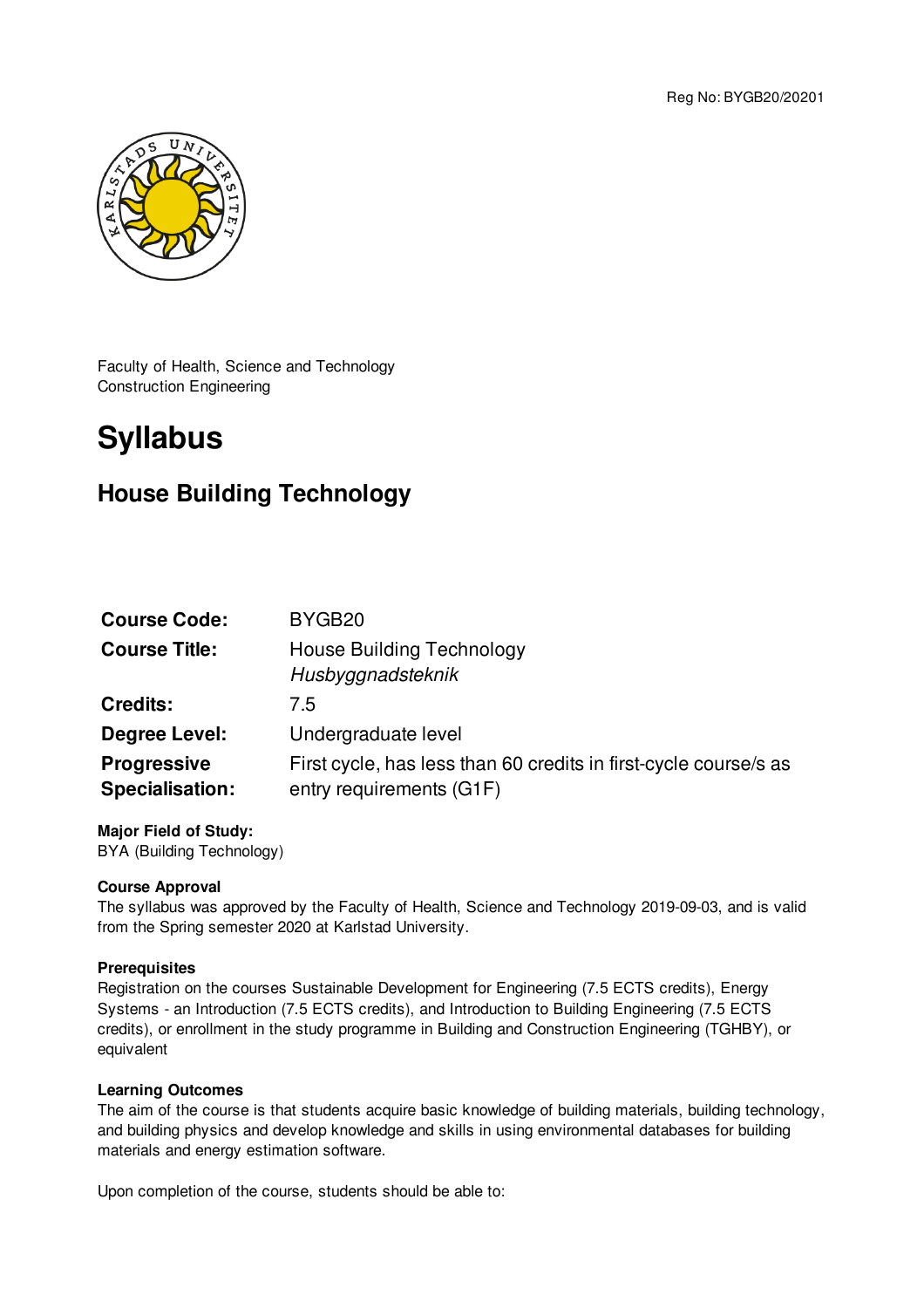Reg No: BYGB20/20201

Faculty of Health, Science and Technology
Construction Engineering

# Syllabus

## House Building Technology

| | |
|---|---|
| **Course Code:** | BYGB20 |
| **Course Title:** | House Building Technology<br>*Husbyggnadsteknik* |
| **Credits:** | 7.5 |
| **Degree Level:** | Undergraduate level |
| **Progressive Specialisation:** | First cycle, has less than 60 credits in first-cycle course/s as entry requirements (G1F) |

**Major Field of Study:**
BYA (Building Technology)

**Course Approval**
The syllabus was approved by the Faculty of Health, Science and Technology 2019-09-03, and is valid from the Spring semester 2020 at Karlstad University.

**Prerequisites**
Registration on the courses Sustainable Development for Engineering (7.5 ECTS credits), Energy Systems - an Introduction (7.5 ECTS credits), and Introduction to Building Engineering (7.5 ECTS credits), or enrollment in the study programme in Building and Construction Engineering (TGHBY), or equivalent

**Learning Outcomes**
The aim of the course is that students acquire basic knowledge of building materials, building technology, and building physics and develop knowledge and skills in using environmental databases for building materials and energy estimation software.

Upon completion of the course, students should be able to: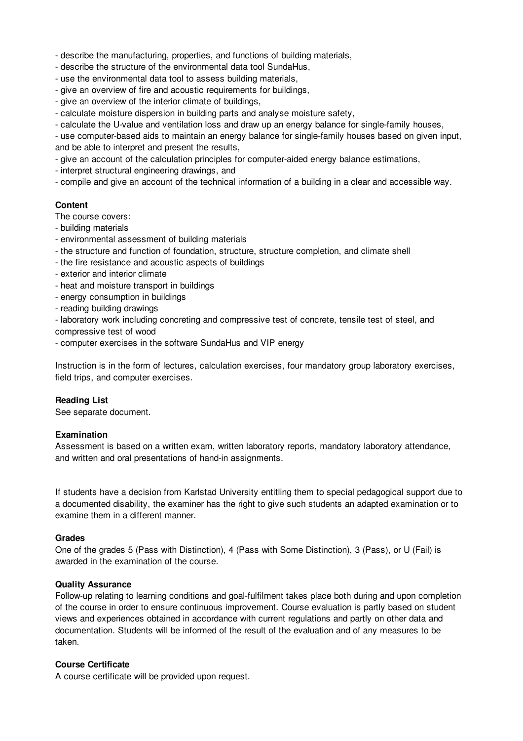- describe the manufacturing, properties, and functions of building materials,
- describe the structure of the environmental data tool SundaHus,
- use the environmental data tool to assess building materials,
- give an overview of fire and acoustic requirements for buildings,
- give an overview of the interior climate of buildings,
- calculate moisture dispersion in building parts and analyse moisture safety,
- calculate the U-value and ventilation loss and draw up an energy balance for single-family houses,
- use computer-based aids to maintain an energy balance for single-family houses based on given input, and be able to interpret and present the results,
- give an account of the calculation principles for computer-aided energy balance estimations,
- interpret structural engineering drawings, and
- compile and give an account of the technical information of a building in a clear and accessible way.

**Content**

The course covers:

- building materials
- environmental assessment of building materials
- the structure and function of foundation, structure, structure completion, and climate shell
- the fire resistance and acoustic aspects of buildings
- exterior and interior climate
- heat and moisture transport in buildings
- energy consumption in buildings
- reading building drawings
- laboratory work including concreting and compressive test of concrete, tensile test of steel, and compressive test of wood
- computer exercises in the software SundaHus and VIP energy

Instruction is in the form of lectures, calculation exercises, four mandatory group laboratory exercises, field trips, and computer exercises.

**Reading List**

See separate document.

**Examination**

Assessment is based on a written exam, written laboratory reports, mandatory laboratory attendance, and written and oral presentations of hand-in assignments.

If students have a decision from Karlstad University entitling them to special pedagogical support due to a documented disability, the examiner has the right to give such students an adapted examination or to examine them in a different manner.

**Grades**

One of the grades 5 (Pass with Distinction), 4 (Pass with Some Distinction), 3 (Pass), or U (Fail) is awarded in the examination of the course.

**Quality Assurance**

Follow-up relating to learning conditions and goal-fulfilment takes place both during and upon completion of the course in order to ensure continuous improvement. Course evaluation is partly based on student views and experiences obtained in accordance with current regulations and partly on other data and documentation. Students will be informed of the result of the evaluation and of any measures to be taken.

**Course Certificate**

A course certificate will be provided upon request.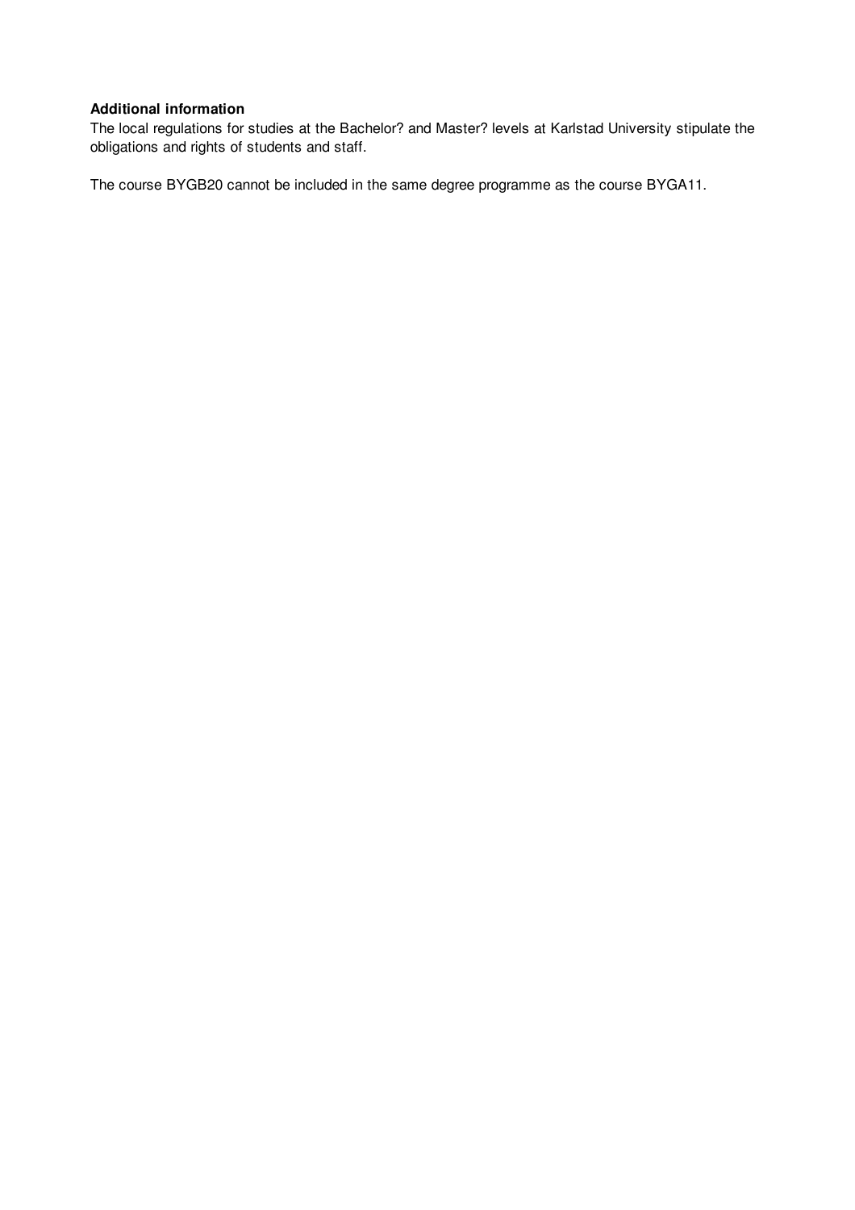**Additional information**

The local regulations for studies at the Bachelor? and Master? levels at Karlstad University stipulate the obligations and rights of students and staff.

The course BYGB20 cannot be included in the same degree programme as the course BYGA11.